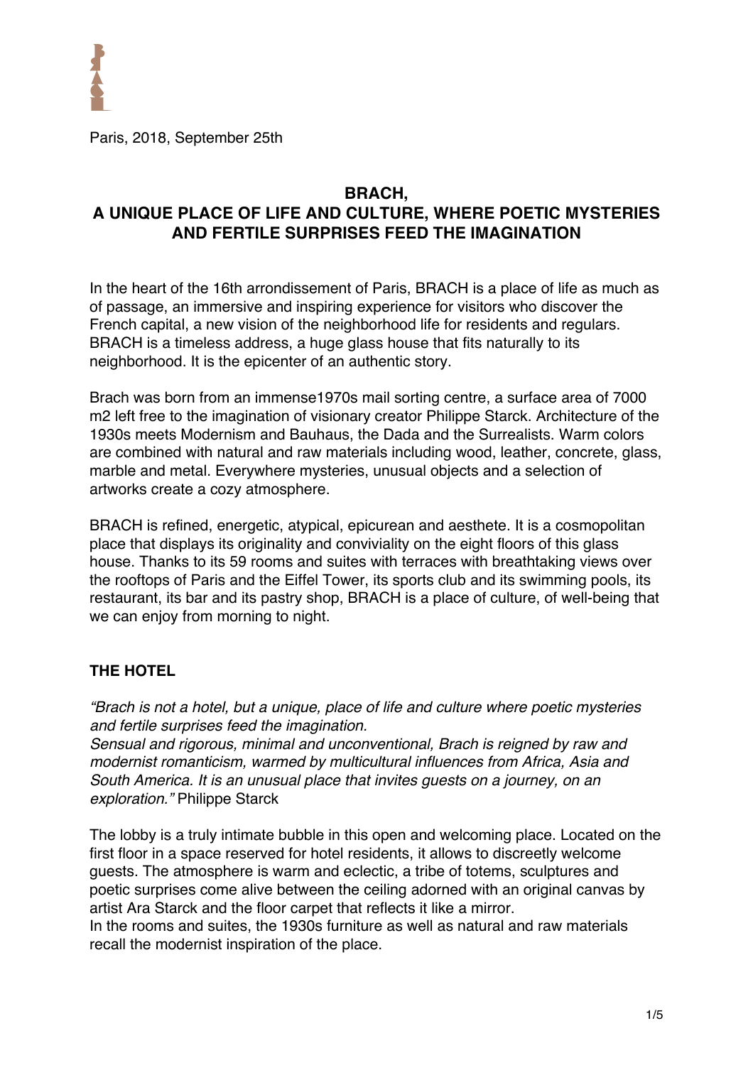Paris, 2018, September 25th

# BRACH, A UNIQUE PLACE OF LIFE AND CULTURE, WHERE POETIC MYSTERIES AND FERTILE SURPRISES FEED THE IMAGINATION

In the heart of the 16th arrondissement of Paris, BRACH is a place of life as much as of passage, an immersive and inspiring experience for visitors who discover the French capital, a new vision of the neighborhood life for residents and regulars. BRACH is a timeless address, a huge glass house that fits naturally to its neighborhood. It is the epicenter of an authentic story.

Brach was born from an immense1970s mail sorting centre, a surface area of 7000 m2 left free to the imagination of visionary creator Philippe Starck. Architecture of the 1930s meets Modernism and Bauhaus, the Dada and the Surrealists. Warm colors are combined with natural and raw materials including wood, leather, concrete, glass, marble and metal. Everywhere mysteries, unusual objects and a selection of artworks create a cozy atmosphere.

BRACH is refined, energetic, atypical, epicurean and aesthete. It is a cosmopolitan place that displays its originality and conviviality on the eight floors of this glass house. Thanks to its 59 rooms and suites with terraces with breathtaking views over the rooftops of Paris and the Eiffel Tower, its sports club and its swimming pools, its restaurant, its bar and its pastry shop, BRACH is a place of culture, of well-being that we can enjoy from morning to night.

## THE HOTEL

*"Brach is not a hotel, but a unique, place of life and culture where poetic mysteries and fertile surprises feed the imagination.*
*Sensual and rigorous, minimal and unconventional, Brach is reigned by raw and modernist romanticism, warmed by multicultural influences from Africa, Asia and South America. It is an unusual place that invites guests on a journey, on an exploration."* Philippe Starck

The lobby is a truly intimate bubble in this open and welcoming place. Located on the first floor in a space reserved for hotel residents, it allows to discreetly welcome guests. The atmosphere is warm and eclectic, a tribe of totems, sculptures and poetic surprises come alive between the ceiling adorned with an original canvas by artist Ara Starck and the floor carpet that reflects it like a mirror.
In the rooms and suites, the 1930s furniture as well as natural and raw materials recall the modernist inspiration of the place.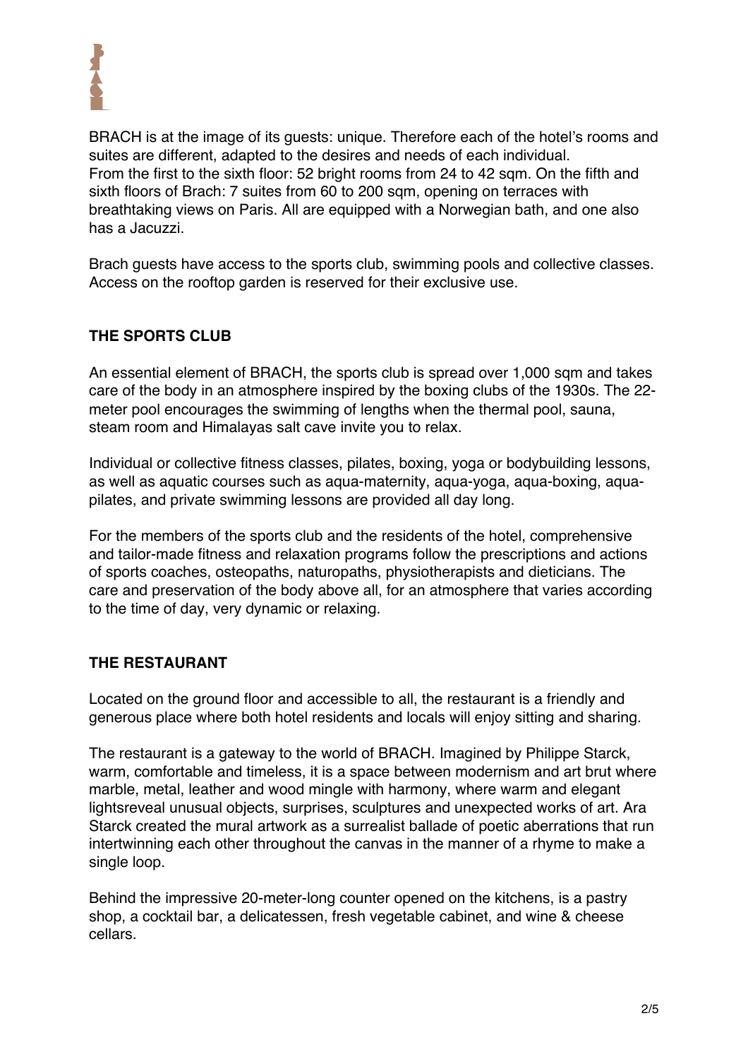BRACH is at the image of its guests: unique. Therefore each of the hotel's rooms and suites are different, adapted to the desires and needs of each individual.
From the first to the sixth floor: 52 bright rooms from 24 to 42 sqm. On the fifth and sixth floors of Brach: 7 suites from 60 to 200 sqm, opening on terraces with breathtaking views on Paris. All are equipped with a Norwegian bath, and one also has a Jacuzzi.

Brach guests have access to the sports club, swimming pools and collective classes. Access on the rooftop garden is reserved for their exclusive use.

## THE SPORTS CLUB

An essential element of BRACH, the sports club is spread over 1,000 sqm and takes care of the body in an atmosphere inspired by the boxing clubs of the 1930s. The 22-meter pool encourages the swimming of lengths when the thermal pool, sauna, steam room and Himalayas salt cave invite you to relax.

Individual or collective fitness classes, pilates, boxing, yoga or bodybuilding lessons, as well as aquatic courses such as aqua-maternity, aqua-yoga, aqua-boxing, aqua-pilates, and private swimming lessons are provided all day long.

For the members of the sports club and the residents of the hotel, comprehensive and tailor-made fitness and relaxation programs follow the prescriptions and actions of sports coaches, osteopaths, naturopaths, physiotherapists and dieticians. The care and preservation of the body above all, for an atmosphere that varies according to the time of day, very dynamic or relaxing.

## THE RESTAURANT

Located on the ground floor and accessible to all, the restaurant is a friendly and generous place where both hotel residents and locals will enjoy sitting and sharing.

The restaurant is a gateway to the world of BRACH. Imagined by Philippe Starck, warm, comfortable and timeless, it is a space between modernism and art brut where marble, metal, leather and wood mingle with harmony, where warm and elegant lightsreveal unusual objects, surprises, sculptures and unexpected works of art. Ara Starck created the mural artwork as a surrealist ballade of poetic aberrations that run intertwinning each other throughout the canvas in the manner of a rhyme to make a single loop.

Behind the impressive 20-meter-long counter opened on the kitchens, is a pastry shop, a cocktail bar, a delicatessen, fresh vegetable cabinet, and wine & cheese cellars.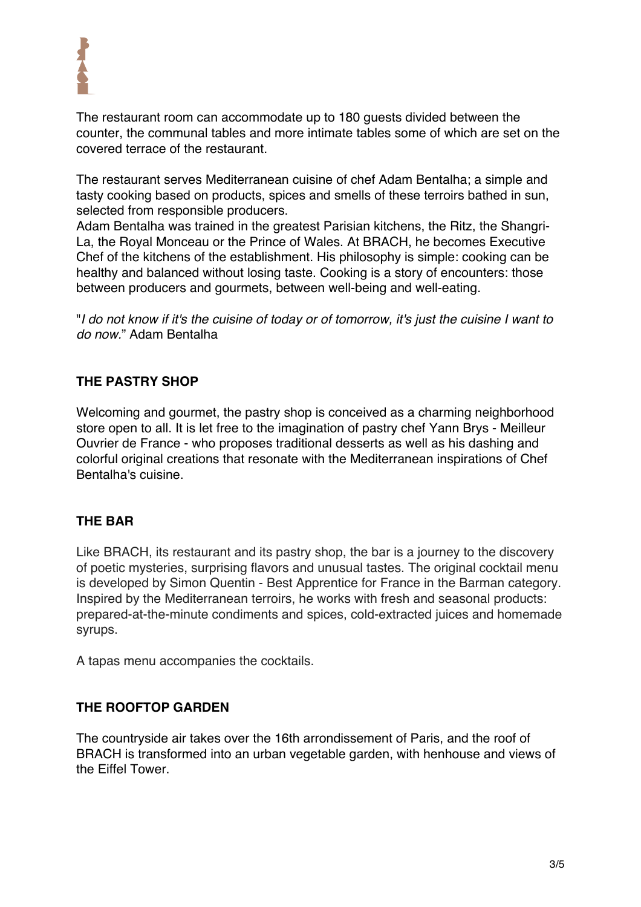The restaurant room can accommodate up to 180 guests divided between the counter, the communal tables and more intimate tables some of which are set on the covered terrace of the restaurant.

The restaurant serves Mediterranean cuisine of chef Adam Bentalha; a simple and tasty cooking based on products, spices and smells of these terroirs bathed in sun, selected from responsible producers.
Adam Bentalha was trained in the greatest Parisian kitchens, the Ritz, the Shangri-La, the Royal Monceau or the Prince of Wales. At BRACH, he becomes Executive Chef of the kitchens of the establishment. His philosophy is simple: cooking can be healthy and balanced without losing taste. Cooking is a story of encounters: those between producers and gourmets, between well-being and well-eating.

"*I do not know if it's the cuisine of today or of tomorrow, it's just the cuisine I want to do now.*" Adam Bentalha

## THE PASTRY SHOP

Welcoming and gourmet, the pastry shop is conceived as a charming neighborhood store open to all. It is let free to the imagination of pastry chef Yann Brys - Meilleur Ouvrier de France - who proposes traditional desserts as well as his dashing and colorful original creations that resonate with the Mediterranean inspirations of Chef Bentalha's cuisine.

## THE BAR

Like BRACH, its restaurant and its pastry shop, the bar is a journey to the discovery of poetic mysteries, surprising flavors and unusual tastes. The original cocktail menu is developed by Simon Quentin - Best Apprentice for France in the Barman category. Inspired by the Mediterranean terroirs, he works with fresh and seasonal products: prepared-at-the-minute condiments and spices, cold-extracted juices and homemade syrups.

A tapas menu accompanies the cocktails.

## THE ROOFTOP GARDEN

The countryside air takes over the 16th arrondissement of Paris, and the roof of BRACH is transformed into an urban vegetable garden, with henhouse and views of the Eiffel Tower.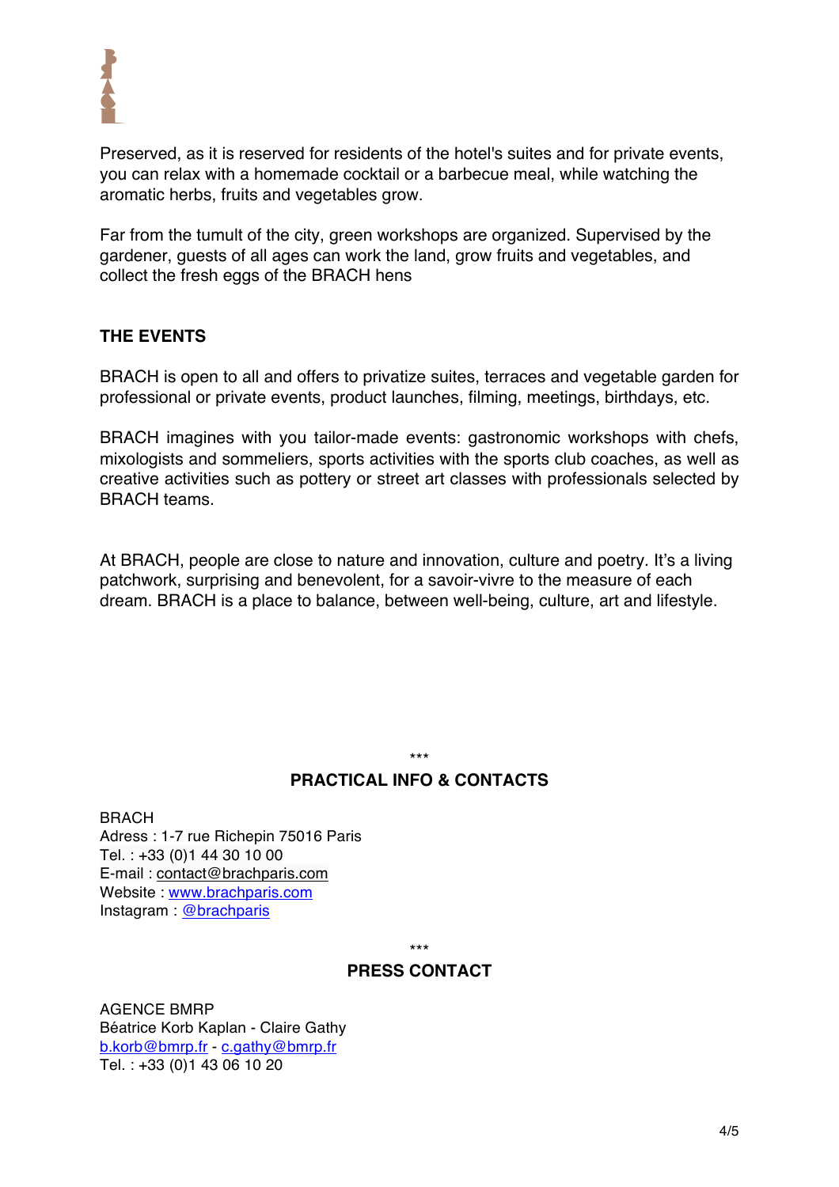Preserved, as it is reserved for residents of the hotel's suites and for private events, you can relax with a homemade cocktail or a barbecue meal, while watching the aromatic herbs, fruits and vegetables grow.

Far from the tumult of the city, green workshops are organized. Supervised by the gardener, guests of all ages can work the land, grow fruits and vegetables, and collect the fresh eggs of the BRACH hens

## THE EVENTS

BRACH is open to all and offers to privatize suites, terraces and vegetable garden for professional or private events, product launches, filming, meetings, birthdays, etc.

BRACH imagines with you tailor-made events: gastronomic workshops with chefs, mixologists and sommeliers, sports activities with the sports club coaches, as well as creative activities such as pottery or street art classes with professionals selected by BRACH teams.

At BRACH, people are close to nature and innovation, culture and poetry. It's a living patchwork, surprising and benevolent, for a savoir-vivre to the measure of each dream. BRACH is a place to balance, between well-being, culture, art and lifestyle.

\*\*\*

## PRACTICAL INFO & CONTACTS

BRACH
Adress : 1-7 rue Richepin 75016 Paris
Tel. : +33 (0)1 44 30 10 00
E-mail : contact@brachparis.com
Website : www.brachparis.com
Instagram : @brachparis

\*\*\*

## PRESS CONTACT

AGENCE BMRP
Béatrice Korb Kaplan - Claire Gathy
b.korb@bmrp.fr - c.gathy@bmrp.fr
Tel. : +33 (0)1 43 06 10 20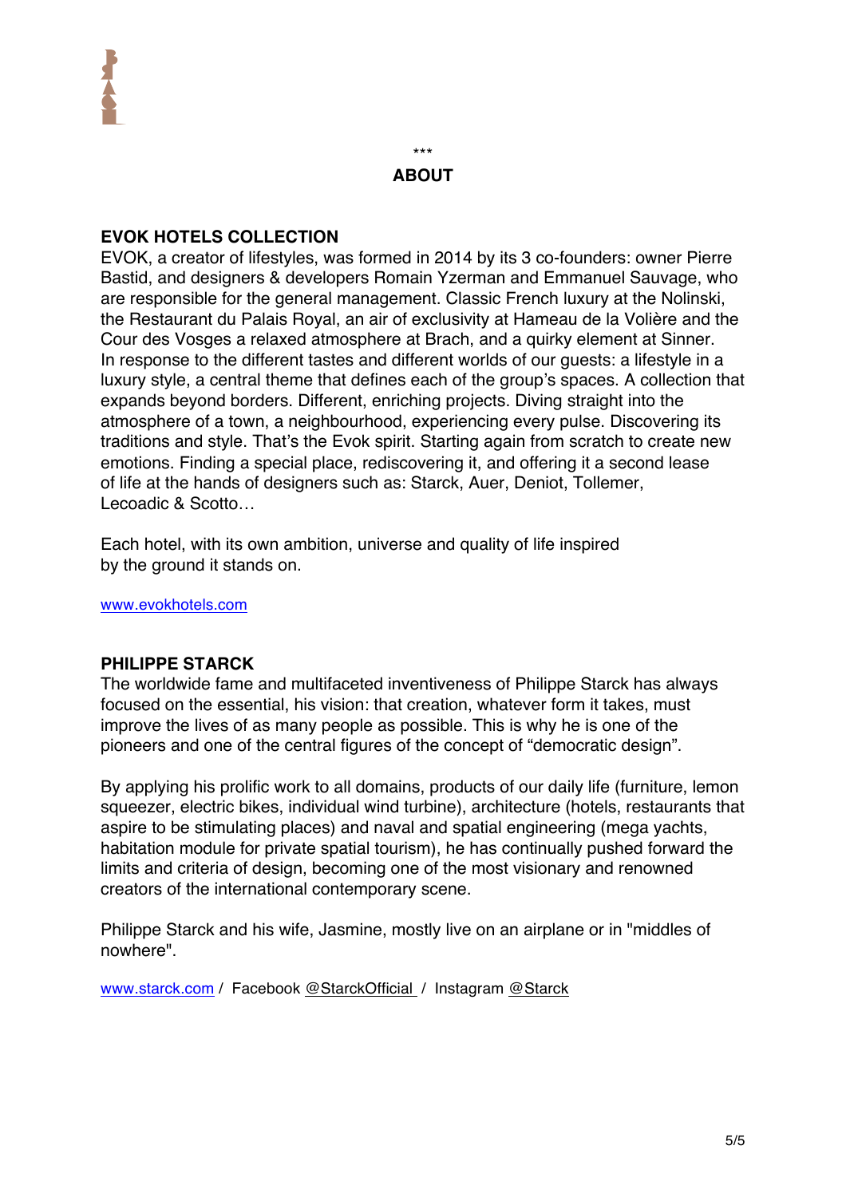\*\*\*

## ABOUT

### EVOK HOTELS COLLECTION

EVOK, a creator of lifestyles, was formed in 2014 by its 3 co-founders: owner Pierre Bastid, and designers & developers Romain Yzerman and Emmanuel Sauvage, who are responsible for the general management. Classic French luxury at the Nolinski, the Restaurant du Palais Royal, an air of exclusivity at Hameau de la Volière and the Cour des Vosges a relaxed atmosphere at Brach, and a quirky element at Sinner. In response to the different tastes and different worlds of our guests: a lifestyle in a luxury style, a central theme that defines each of the group's spaces. A collection that expands beyond borders. Different, enriching projects. Diving straight into the atmosphere of a town, a neighbourhood, experiencing every pulse. Discovering its traditions and style. That's the Evok spirit. Starting again from scratch to create new emotions. Finding a special place, rediscovering it, and offering it a second lease of life at the hands of designers such as: Starck, Auer, Deniot, Tollemer, Lecoadic & Scotto…

Each hotel, with its own ambition, universe and quality of life inspired by the ground it stands on.

www.evokhotels.com

### PHILIPPE STARCK

The worldwide fame and multifaceted inventiveness of Philippe Starck has always focused on the essential, his vision: that creation, whatever form it takes, must improve the lives of as many people as possible. This is why he is one of the pioneers and one of the central figures of the concept of "democratic design".

By applying his prolific work to all domains, products of our daily life (furniture, lemon squeezer, electric bikes, individual wind turbine), architecture (hotels, restaurants that aspire to be stimulating places) and naval and spatial engineering (mega yachts, habitation module for private spatial tourism), he has continually pushed forward the limits and criteria of design, becoming one of the most visionary and renowned creators of the international contemporary scene.

Philippe Starck and his wife, Jasmine, mostly live on an airplane or in "middles of nowhere".

www.starck.com / Facebook @StarckOfficial / Instagram @Starck